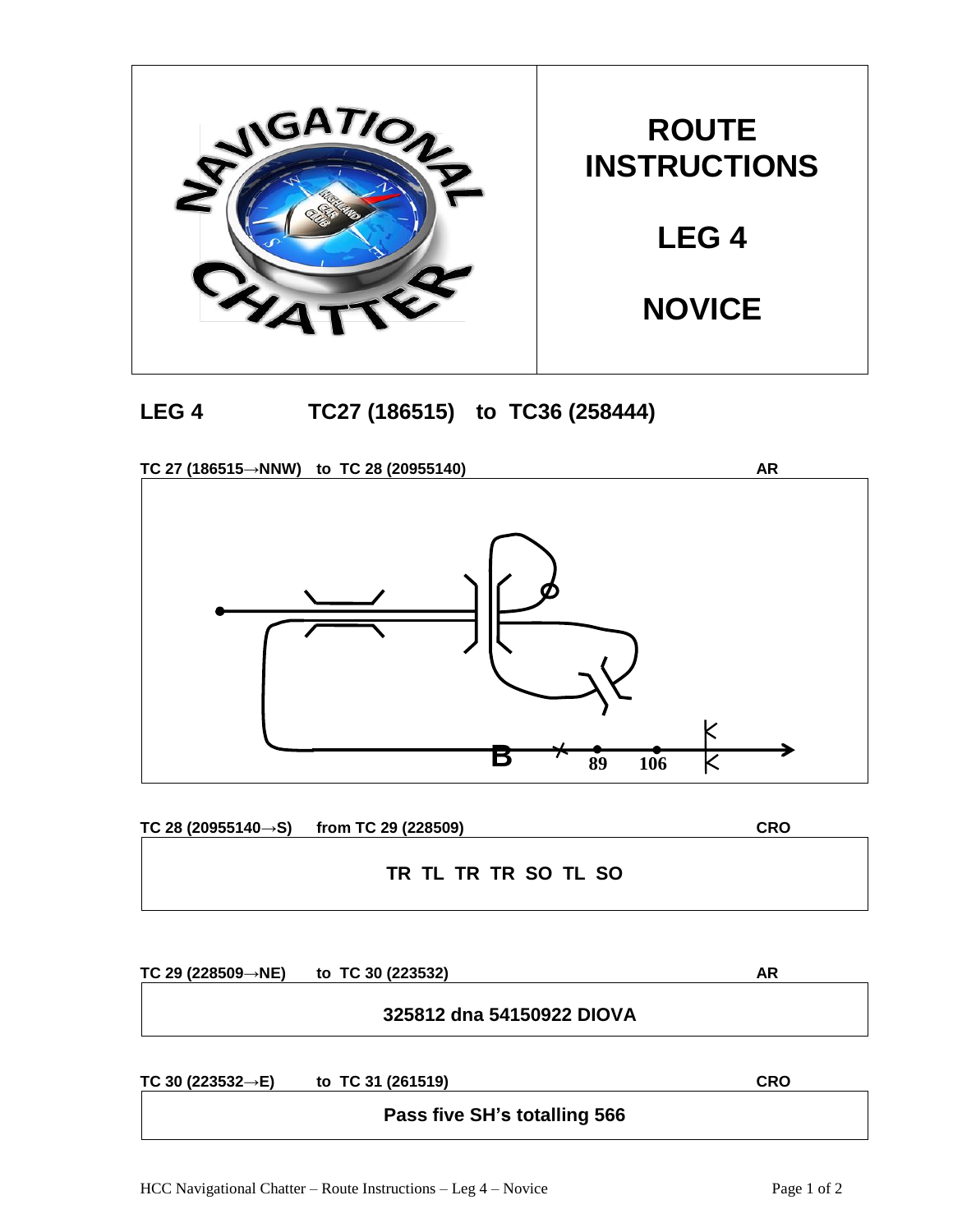| | ROUTE INSTRUCTIONS<br><br>LEG 4<br><br>NOVICE |
|---|---|

## LEG 4 TC27 (186515) to TC36 (258444)

**TC 27 (186515→NNW) to TC 28 (20955140)** **AR**

B 89 106

**TC 28 (20955140→S) from TC 29 (228509)** **CRO**

**TR TL TR TR SO TL SO**

**TC 29 (228509→NE) to TC 30 (223532)** **AR**

**325812 dna 54150922 DIOVA**

**TC 30 (223532→E) to TC 31 (261519)** **CRO**

**Pass five SH's totalling 566**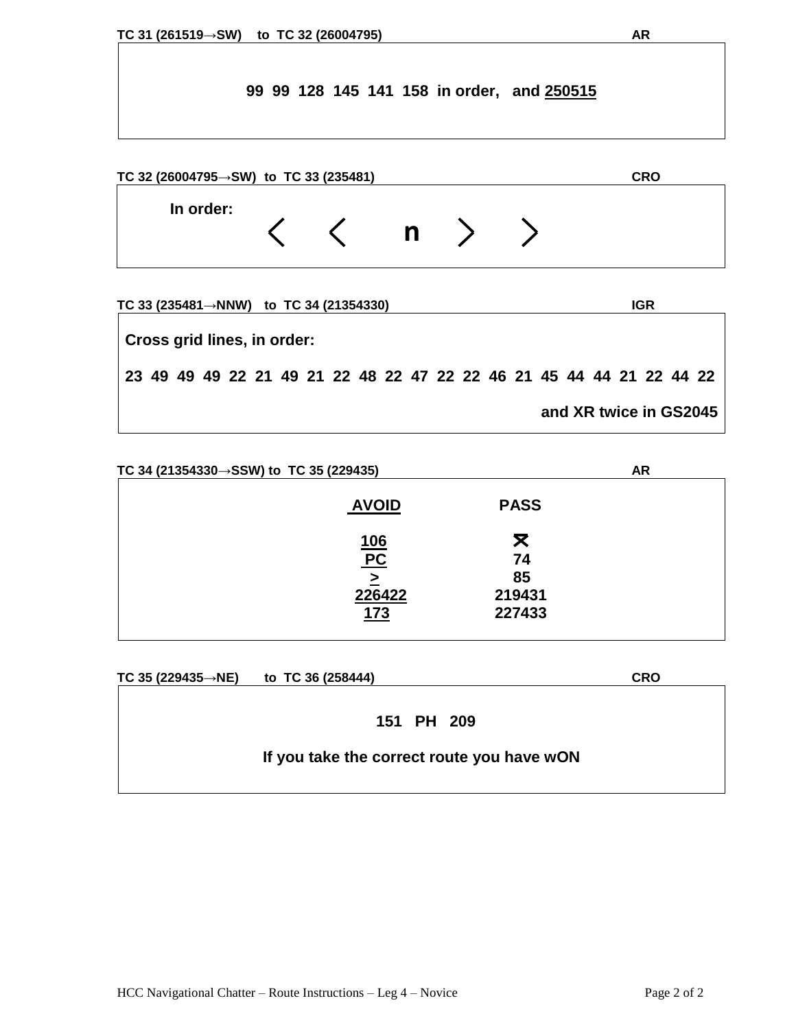**TC 31 (261519→SW) to TC 32 (26004795)** **AR**

99 99 128 145 141 158 in order, and <u>250515</u>

**TC 32 (26004795→SW) to TC 33 (235481)** **CRO**

In order: 〈 〈 n 〉 〉

**TC 33 (235481→NNW) to TC 34 (21354330)** **IGR**

Cross grid lines, in order:

23 49 49 49 22 21 49 21 22 48 22 47 22 22 46 21 45 44 44 21 22 44 22

and XR twice in GS2045

**TC 34 (21354330→SSW) to TC 35 (229435)** **AR**

| AVOID | PASS |
|---|---|
| <u>106</u> | ⯒ |
| <u>PC</u> | 74 |
| <u>></u> | 85 |
| <u>226422</u> | 219431 |
| <u>173</u> | 227433 |

**TC 35 (229435→NE) to TC 36 (258444)** **CRO**

151 PH 209

If you take the correct route you have wON